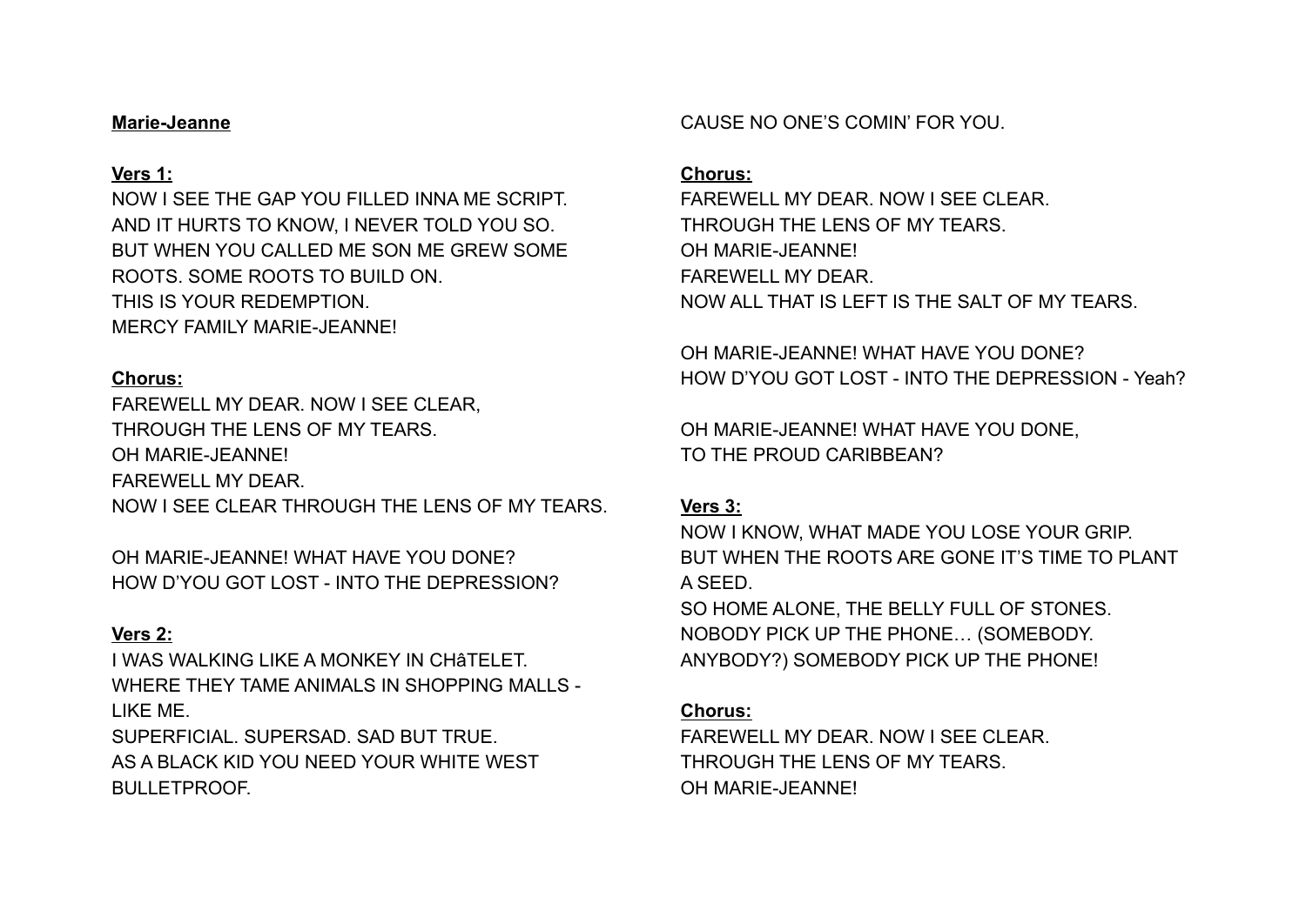**Marie-Jeanne**

**Vers 1:**

NOW I SEE THE GAP YOU FILLED INNA ME SCRIPT.
AND IT HURTS TO KNOW, I NEVER TOLD YOU SO.
BUT WHEN YOU CALLED ME SON ME GREW SOME ROOTS. SOME ROOTS TO BUILD ON.
THIS IS YOUR REDEMPTION.
MERCY FAMILY MARIE-JEANNE!

**Chorus:**

FAREWELL MY DEAR. NOW I SEE CLEAR,
THROUGH THE LENS OF MY TEARS.
OH MARIE-JEANNE!
FAREWELL MY DEAR.
NOW I SEE CLEAR THROUGH THE LENS OF MY TEARS.

OH MARIE-JEANNE! WHAT HAVE YOU DONE?
HOW D'YOU GOT LOST - INTO THE DEPRESSION?

**Vers 2:**

I WAS WALKING LIKE A MONKEY IN CHâTELET.
WHERE THEY TAME ANIMALS IN SHOPPING MALLS - LIKE ME.
SUPERFICIAL. SUPERSAD. SAD BUT TRUE.
AS A BLACK KID YOU NEED YOUR WHITE WEST BULLETPROOF.
CAUSE NO ONE'S COMIN' FOR YOU.

**Chorus:**

FAREWELL MY DEAR. NOW I SEE CLEAR.
THROUGH THE LENS OF MY TEARS.
OH MARIE-JEANNE!
FAREWELL MY DEAR.
NOW ALL THAT IS LEFT IS THE SALT OF MY TEARS.

OH MARIE-JEANNE! WHAT HAVE YOU DONE?
HOW D'YOU GOT LOST - INTO THE DEPRESSION - Yeah?

OH MARIE-JEANNE! WHAT HAVE YOU DONE,
TO THE PROUD CARIBBEAN?

**Vers 3:**

NOW I KNOW, WHAT MADE YOU LOSE YOUR GRIP.
BUT WHEN THE ROOTS ARE GONE IT'S TIME TO PLANT A SEED.
SO HOME ALONE, THE BELLY FULL OF STONES.
NOBODY PICK UP THE PHONE… (SOMEBODY. ANYBODY?) SOMEBODY PICK UP THE PHONE!

**Chorus:**

FAREWELL MY DEAR. NOW I SEE CLEAR.
THROUGH THE LENS OF MY TEARS.
OH MARIE-JEANNE!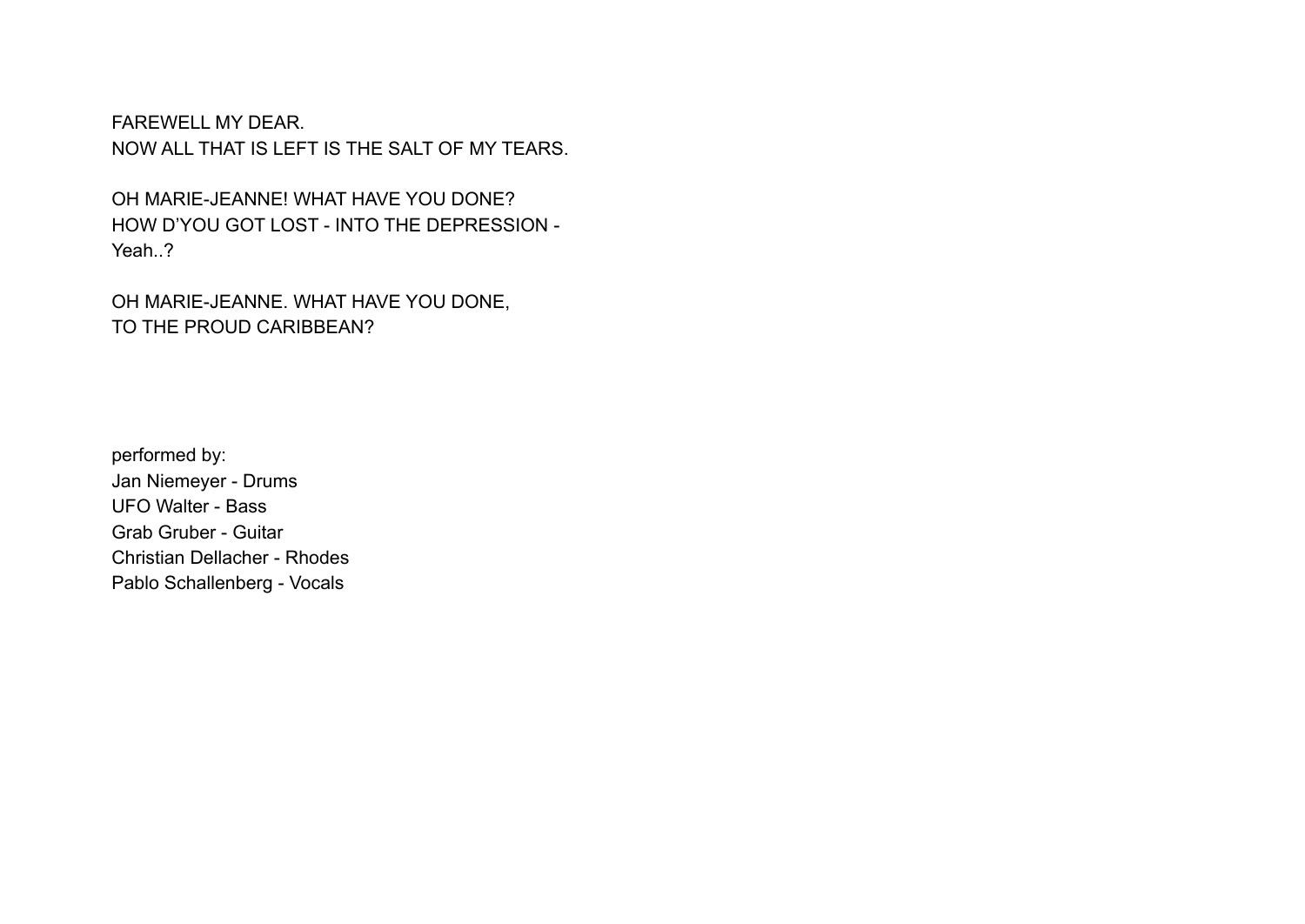FAREWELL MY DEAR.
NOW ALL THAT IS LEFT IS THE SALT OF MY TEARS.

OH MARIE-JEANNE! WHAT HAVE YOU DONE?
HOW D'YOU GOT LOST - INTO THE DEPRESSION -
Yeah..?

OH MARIE-JEANNE. WHAT HAVE YOU DONE,
TO THE PROUD CARIBBEAN?

performed by:
Jan Niemeyer - Drums
UFO Walter - Bass
Grab Gruber - Guitar
Christian Dellacher - Rhodes
Pablo Schallenberg - Vocals